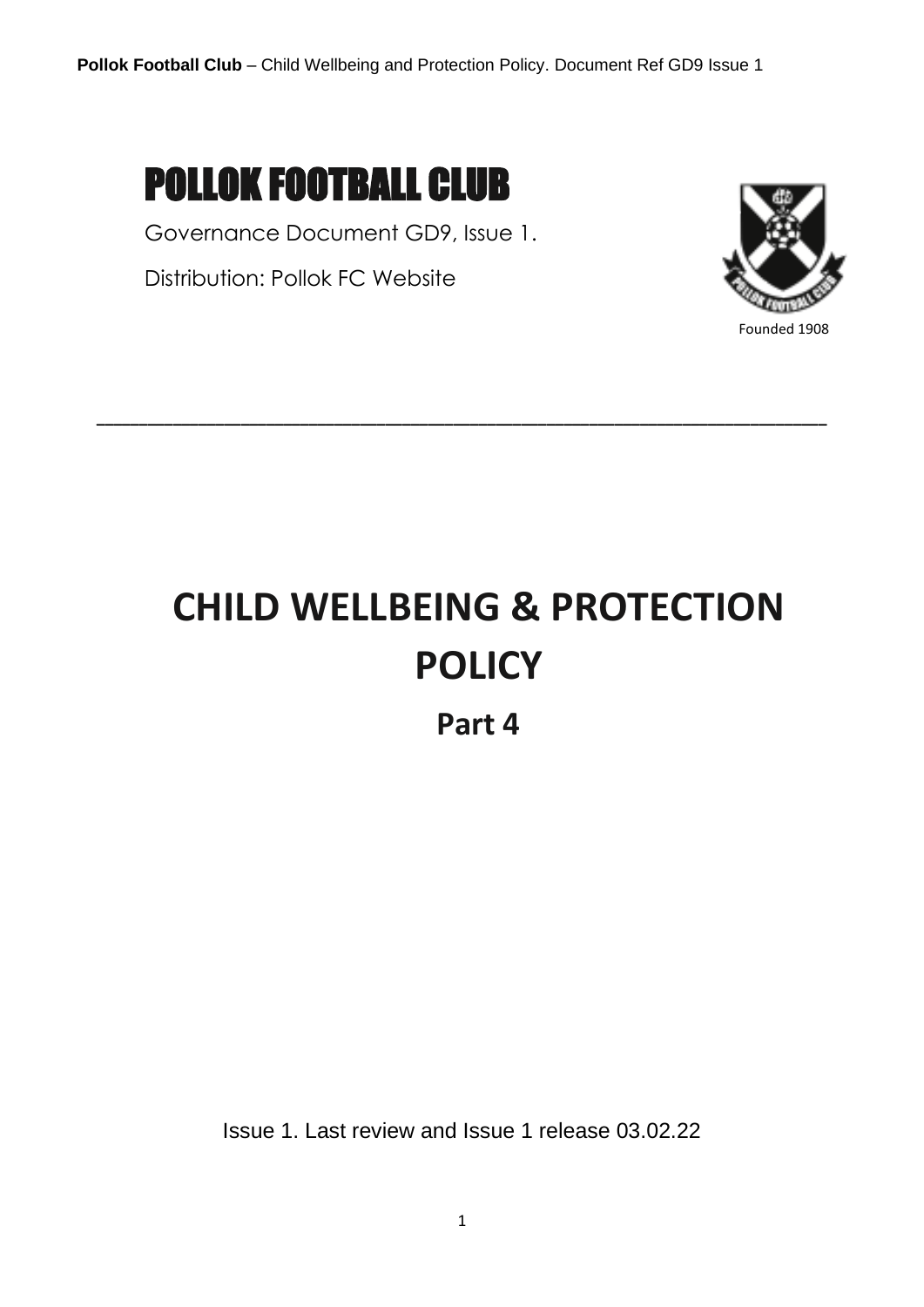# POLLOK FOOTBALL CLUB

Governance Document GD9, Issue 1.

Distribution: Pollok FC Website

Founded 1908

---

# CHILD WELLBEING & PROTECTION POLICY

## Part 4

Issue 1. Last review and Issue 1 release 03.02.22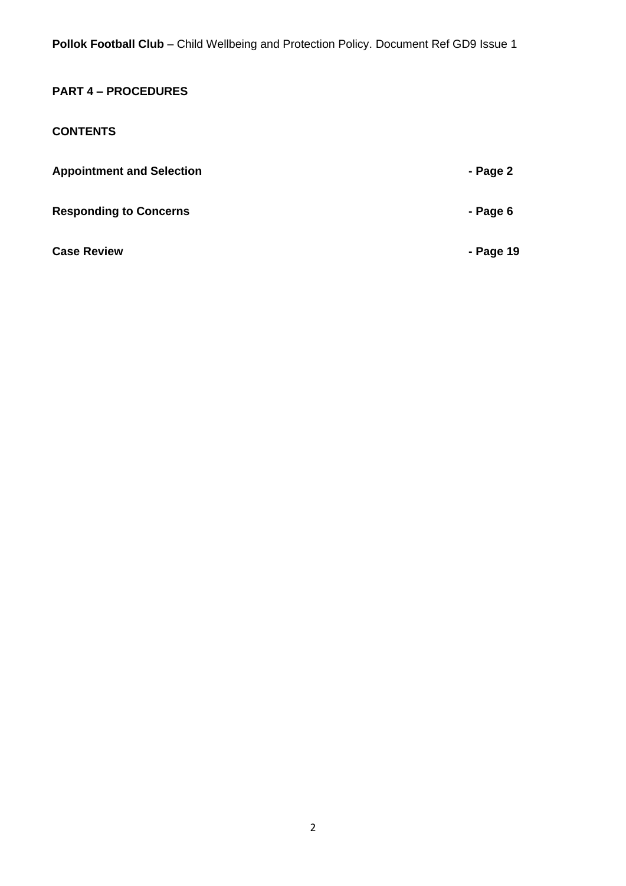**PART 4 – PROCEDURES**

**CONTENTS**

| | |
|---|---|
| **Appointment and Selection** | **- Page 2** |
| **Responding to Concerns** | **- Page 6** |
| **Case Review** | **- Page 19** |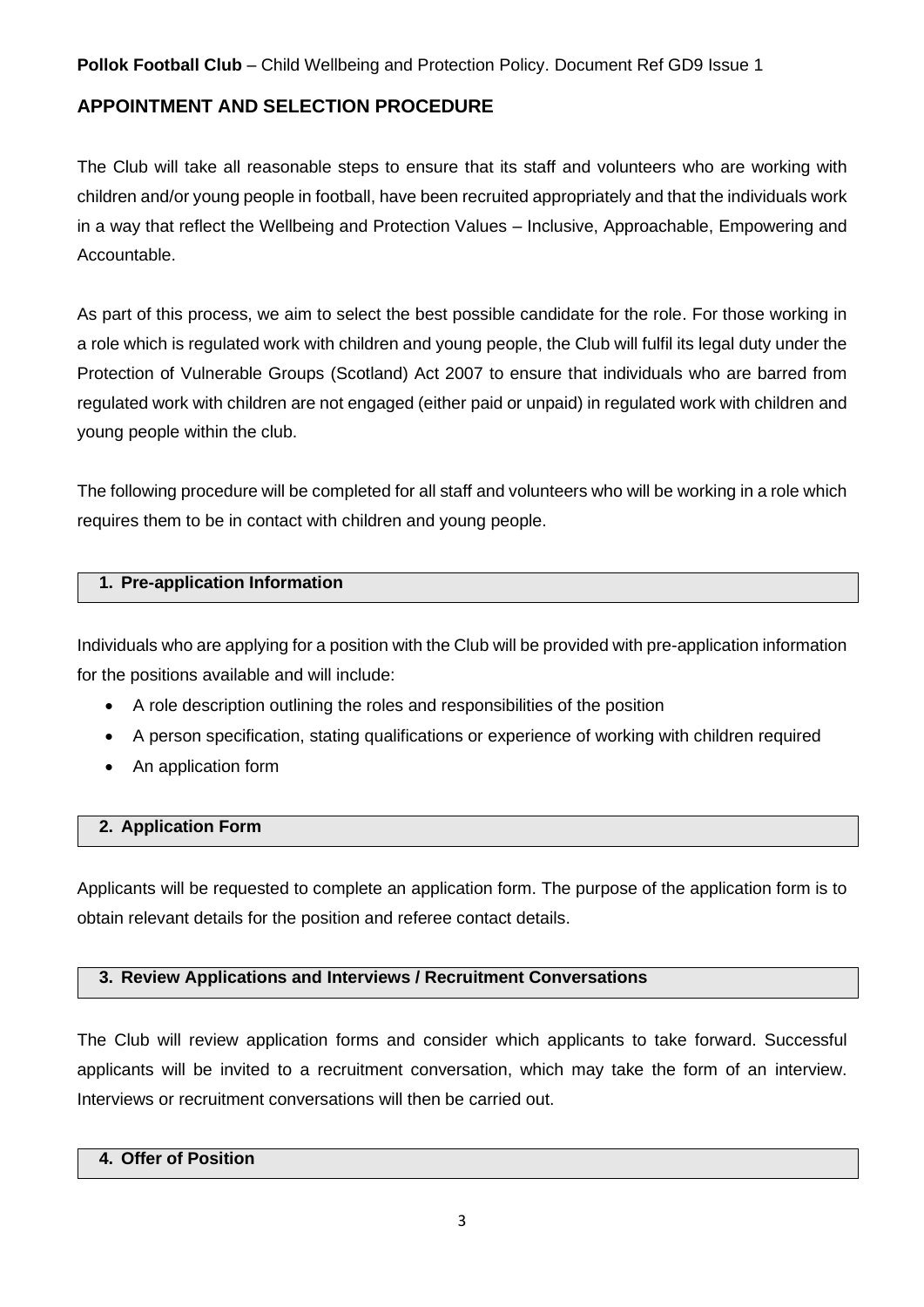## APPOINTMENT AND SELECTION PROCEDURE

The Club will take all reasonable steps to ensure that its staff and volunteers who are working with children and/or young people in football, have been recruited appropriately and that the individuals work in a way that reflect the Wellbeing and Protection Values – Inclusive, Approachable, Empowering and Accountable.

As part of this process, we aim to select the best possible candidate for the role. For those working in a role which is regulated work with children and young people, the Club will fulfil its legal duty under the Protection of Vulnerable Groups (Scotland) Act 2007 to ensure that individuals who are barred from regulated work with children are not engaged (either paid or unpaid) in regulated work with children and young people within the club.

The following procedure will be completed for all staff and volunteers who will be working in a role which requires them to be in contact with children and young people.

### 1. Pre-application Information

Individuals who are applying for a position with the Club will be provided with pre-application information for the positions available and will include:

- A role description outlining the roles and responsibilities of the position
- A person specification, stating qualifications or experience of working with children required
- An application form

### 2. Application Form

Applicants will be requested to complete an application form. The purpose of the application form is to obtain relevant details for the position and referee contact details.

### 3. Review Applications and Interviews / Recruitment Conversations

The Club will review application forms and consider which applicants to take forward. Successful applicants will be invited to a recruitment conversation, which may take the form of an interview. Interviews or recruitment conversations will then be carried out.

### 4. Offer of Position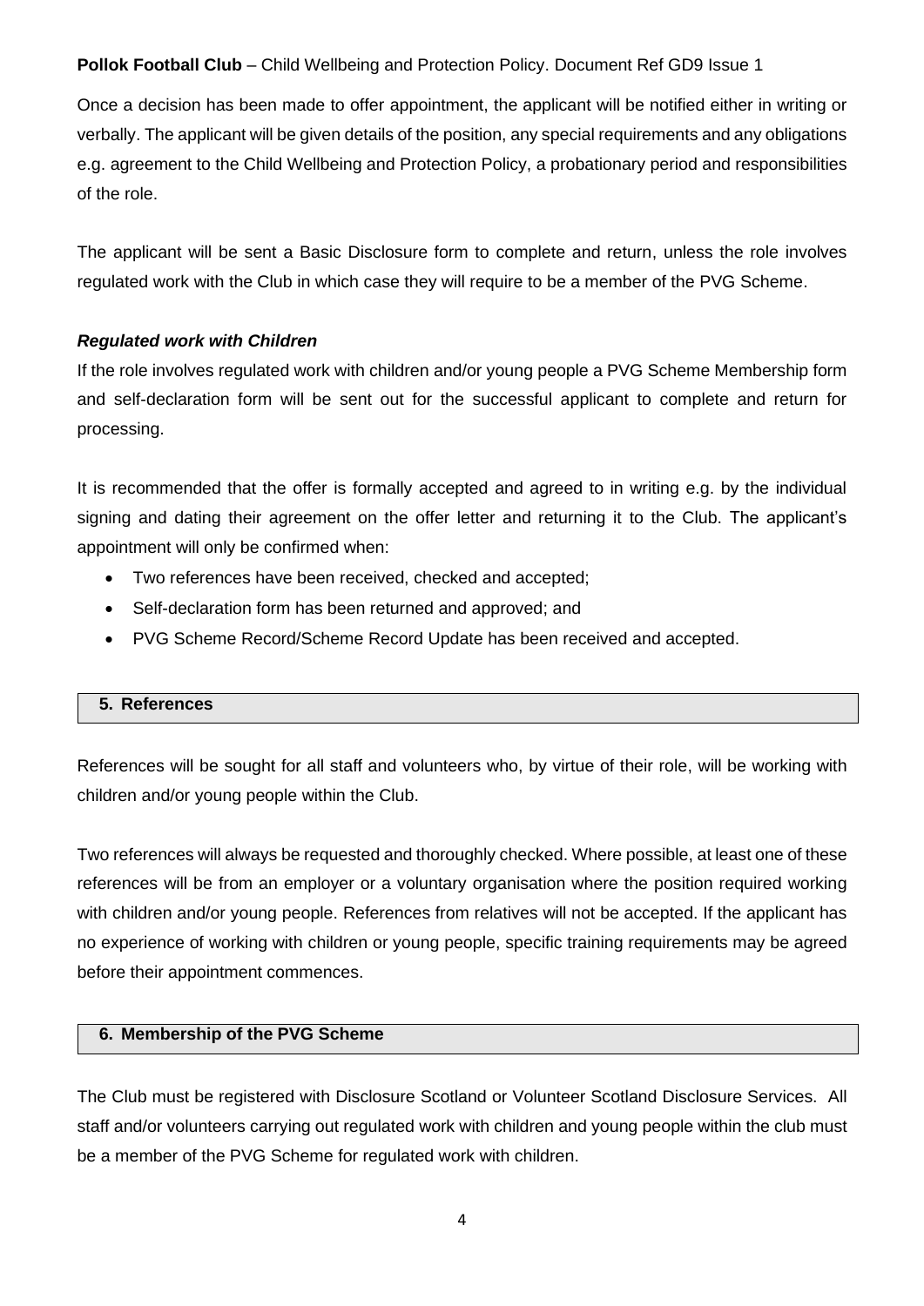Once a decision has been made to offer appointment, the applicant will be notified either in writing or verbally. The applicant will be given details of the position, any special requirements and any obligations e.g. agreement to the Child Wellbeing and Protection Policy, a probationary period and responsibilities of the role.

The applicant will be sent a Basic Disclosure form to complete and return, unless the role involves regulated work with the Club in which case they will require to be a member of the PVG Scheme.

***Regulated work with Children***

If the role involves regulated work with children and/or young people a PVG Scheme Membership form and self-declaration form will be sent out for the successful applicant to complete and return for processing.

It is recommended that the offer is formally accepted and agreed to in writing e.g. by the individual signing and dating their agreement on the offer letter and returning it to the Club. The applicant's appointment will only be confirmed when:

- Two references have been received, checked and accepted;
- Self-declaration form has been returned and approved; and
- PVG Scheme Record/Scheme Record Update has been received and accepted.

## 5. References

References will be sought for all staff and volunteers who, by virtue of their role, will be working with children and/or young people within the Club.

Two references will always be requested and thoroughly checked. Where possible, at least one of these references will be from an employer or a voluntary organisation where the position required working with children and/or young people. References from relatives will not be accepted. If the applicant has no experience of working with children or young people, specific training requirements may be agreed before their appointment commences.

## 6. Membership of the PVG Scheme

The Club must be registered with Disclosure Scotland or Volunteer Scotland Disclosure Services. All staff and/or volunteers carrying out regulated work with children and young people within the club must be a member of the PVG Scheme for regulated work with children.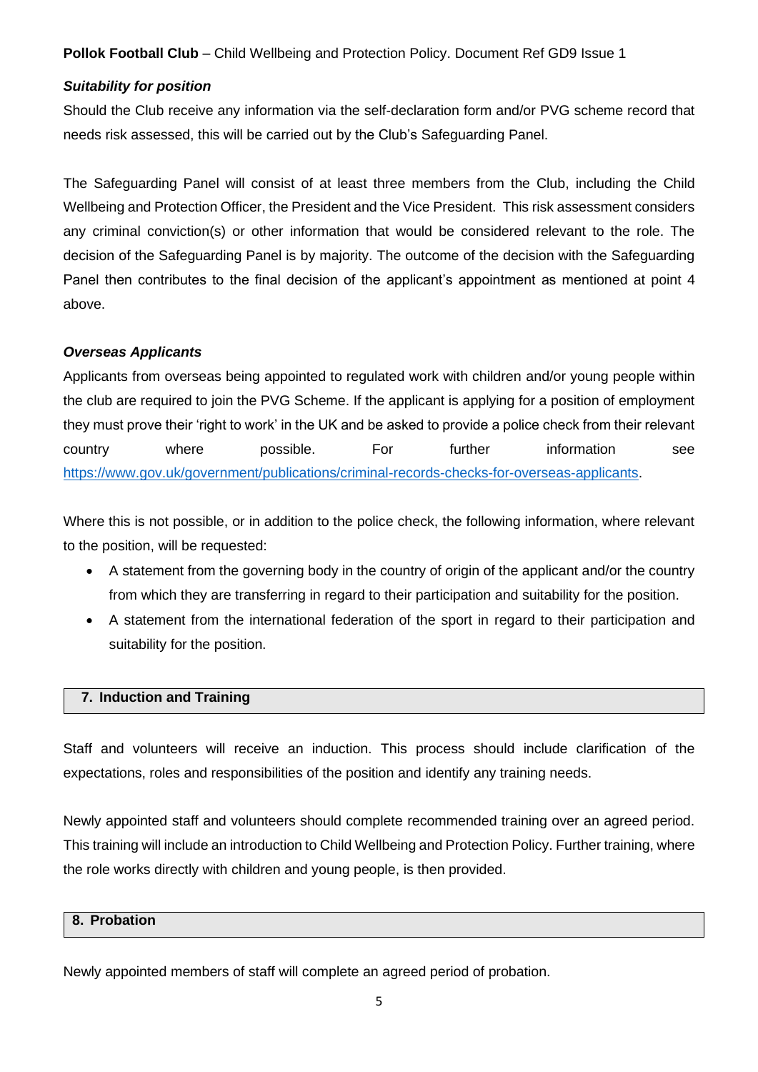### *Suitability for position*

Should the Club receive any information via the self-declaration form and/or PVG scheme record that needs risk assessed, this will be carried out by the Club's Safeguarding Panel.

The Safeguarding Panel will consist of at least three members from the Club, including the Child Wellbeing and Protection Officer, the President and the Vice President. This risk assessment considers any criminal conviction(s) or other information that would be considered relevant to the role. The decision of the Safeguarding Panel is by majority. The outcome of the decision with the Safeguarding Panel then contributes to the final decision of the applicant's appointment as mentioned at point 4 above.

### *Overseas Applicants*

Applicants from overseas being appointed to regulated work with children and/or young people within the club are required to join the PVG Scheme. If the applicant is applying for a position of employment they must prove their 'right to work' in the UK and be asked to provide a police check from their relevant country where possible. For further information see https://www.gov.uk/government/publications/criminal-records-checks-for-overseas-applicants.

Where this is not possible, or in addition to the police check, the following information, where relevant to the position, will be requested:

- A statement from the governing body in the country of origin of the applicant and/or the country from which they are transferring in regard to their participation and suitability for the position.
- A statement from the international federation of the sport in regard to their participation and suitability for the position.

## 7. Induction and Training

Staff and volunteers will receive an induction. This process should include clarification of the expectations, roles and responsibilities of the position and identify any training needs.

Newly appointed staff and volunteers should complete recommended training over an agreed period. This training will include an introduction to Child Wellbeing and Protection Policy. Further training, where the role works directly with children and young people, is then provided.

## 8. Probation

Newly appointed members of staff will complete an agreed period of probation.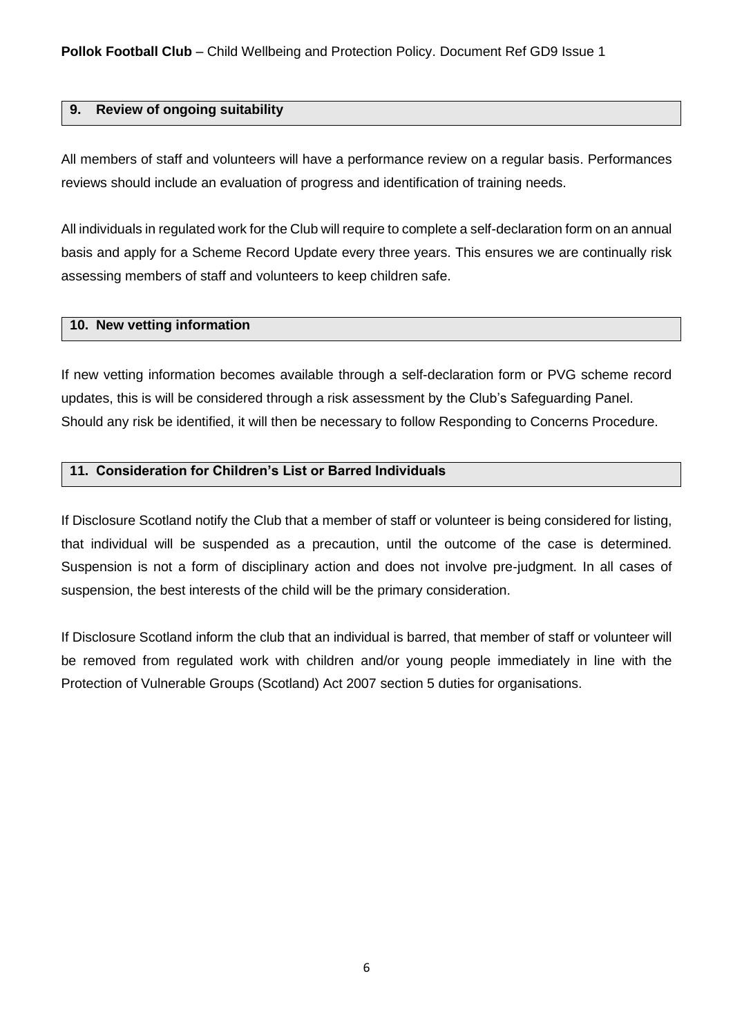## 9. Review of ongoing suitability

All members of staff and volunteers will have a performance review on a regular basis. Performances reviews should include an evaluation of progress and identification of training needs.

All individuals in regulated work for the Club will require to complete a self-declaration form on an annual basis and apply for a Scheme Record Update every three years. This ensures we are continually risk assessing members of staff and volunteers to keep children safe.

## 10. New vetting information

If new vetting information becomes available through a self-declaration form or PVG scheme record updates, this is will be considered through a risk assessment by the Club's Safeguarding Panel. Should any risk be identified, it will then be necessary to follow Responding to Concerns Procedure.

## 11. Consideration for Children's List or Barred Individuals

If Disclosure Scotland notify the Club that a member of staff or volunteer is being considered for listing, that individual will be suspended as a precaution, until the outcome of the case is determined. Suspension is not a form of disciplinary action and does not involve pre-judgment. In all cases of suspension, the best interests of the child will be the primary consideration.

If Disclosure Scotland inform the club that an individual is barred, that member of staff or volunteer will be removed from regulated work with children and/or young people immediately in line with the Protection of Vulnerable Groups (Scotland) Act 2007 section 5 duties for organisations.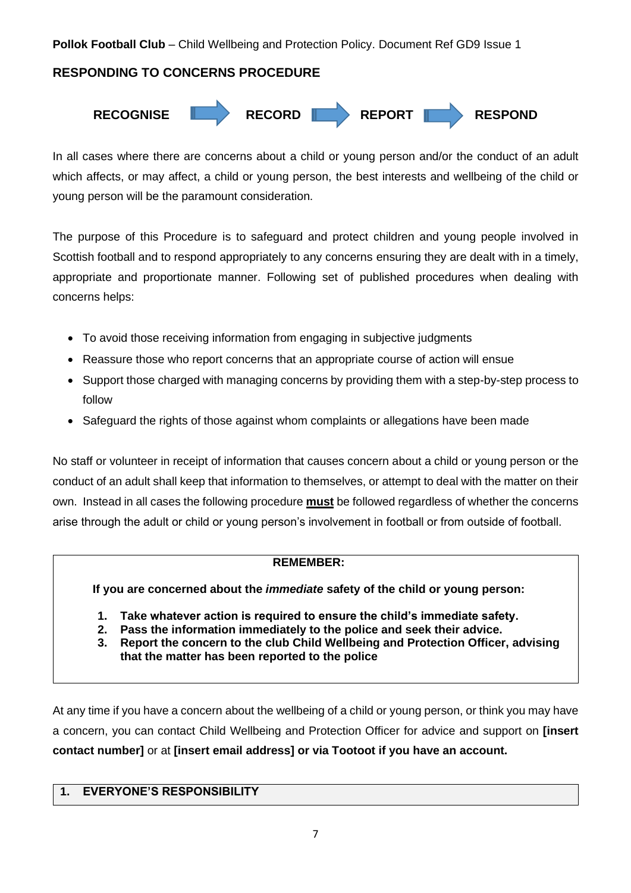## RESPONDING TO CONCERNS PROCEDURE

**RECOGNISE** → **RECORD** → **REPORT** → **RESPOND**

In all cases where there are concerns about a child or young person and/or the conduct of an adult which affects, or may affect, a child or young person, the best interests and wellbeing of the child or young person will be the paramount consideration.

The purpose of this Procedure is to safeguard and protect children and young people involved in Scottish football and to respond appropriately to any concerns ensuring they are dealt with in a timely, appropriate and proportionate manner. Following set of published procedures when dealing with concerns helps:

- To avoid those receiving information from engaging in subjective judgments
- Reassure those who report concerns that an appropriate course of action will ensue
- Support those charged with managing concerns by providing them with a step-by-step process to follow
- Safeguard the rights of those against whom complaints or allegations have been made

No staff or volunteer in receipt of information that causes concern about a child or young person or the conduct of an adult shall keep that information to themselves, or attempt to deal with the matter on their own. Instead in all cases the following procedure **must** be followed regardless of whether the concerns arise through the adult or child or young person's involvement in football or from outside of football.

> **REMEMBER:**
>
> **If you are concerned about the *immediate* safety of the child or young person:**
>
> 1. **Take whatever action is required to ensure the child's immediate safety.**
> 2. **Pass the information immediately to the police and seek their advice.**
> 3. **Report the concern to the club Child Wellbeing and Protection Officer, advising that the matter has been reported to the police**

At any time if you have a concern about the wellbeing of a child or young person, or think you may have a concern, you can contact Child Wellbeing and Protection Officer for advice and support on **[insert contact number]** or at **[insert email address] or via Tootoot if you have an account.**

### 1. EVERYONE'S RESPONSIBILITY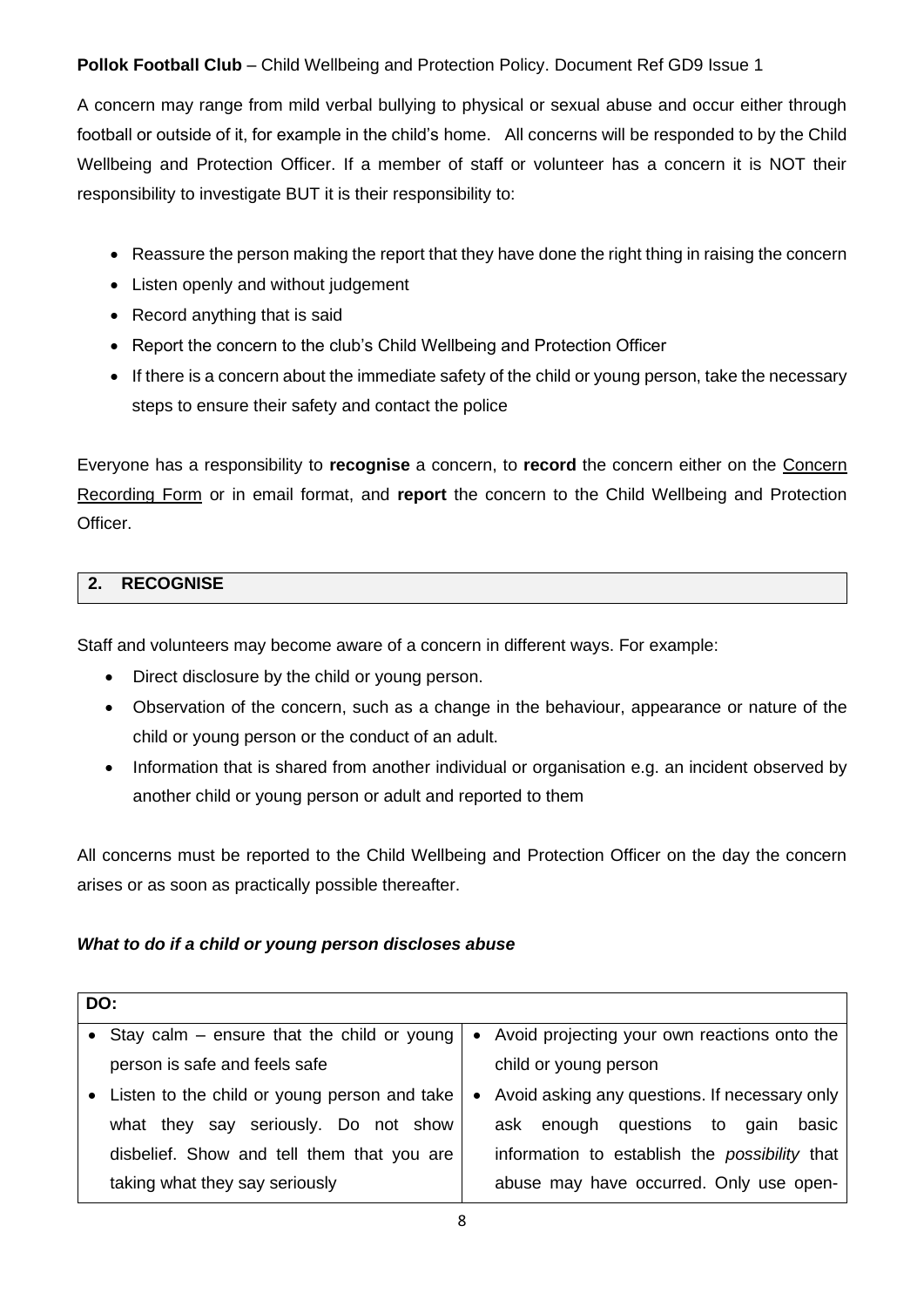A concern may range from mild verbal bullying to physical or sexual abuse and occur either through football or outside of it, for example in the child's home. All concerns will be responded to by the Child Wellbeing and Protection Officer. If a member of staff or volunteer has a concern it is NOT their responsibility to investigate BUT it is their responsibility to:

- Reassure the person making the report that they have done the right thing in raising the concern
- Listen openly and without judgement
- Record anything that is said
- Report the concern to the club's Child Wellbeing and Protection Officer
- If there is a concern about the immediate safety of the child or young person, take the necessary steps to ensure their safety and contact the police

Everyone has a responsibility to **recognise** a concern, to **record** the concern either on the Concern Recording Form or in email format, and **report** the concern to the Child Wellbeing and Protection Officer.

## 2. RECOGNISE

Staff and volunteers may become aware of a concern in different ways. For example:

- Direct disclosure by the child or young person.
- Observation of the concern, such as a change in the behaviour, appearance or nature of the child or young person or the conduct of an adult.
- Information that is shared from another individual or organisation e.g. an incident observed by another child or young person or adult and reported to them

All concerns must be reported to the Child Wellbeing and Protection Officer on the day the concern arises or as soon as practically possible thereafter.

***What to do if a child or young person discloses abuse***

| DO: | |
|---|---|
| • Stay calm – ensure that the child or young person is safe and feels safe | • Avoid projecting your own reactions onto the child or young person |
| • Listen to the child or young person and take what they say seriously. Do not show disbelief. Show and tell them that you are taking what they say seriously | • Avoid asking any questions. If necessary only ask enough questions to gain basic information to establish the *possibility* that abuse may have occurred. Only use open- |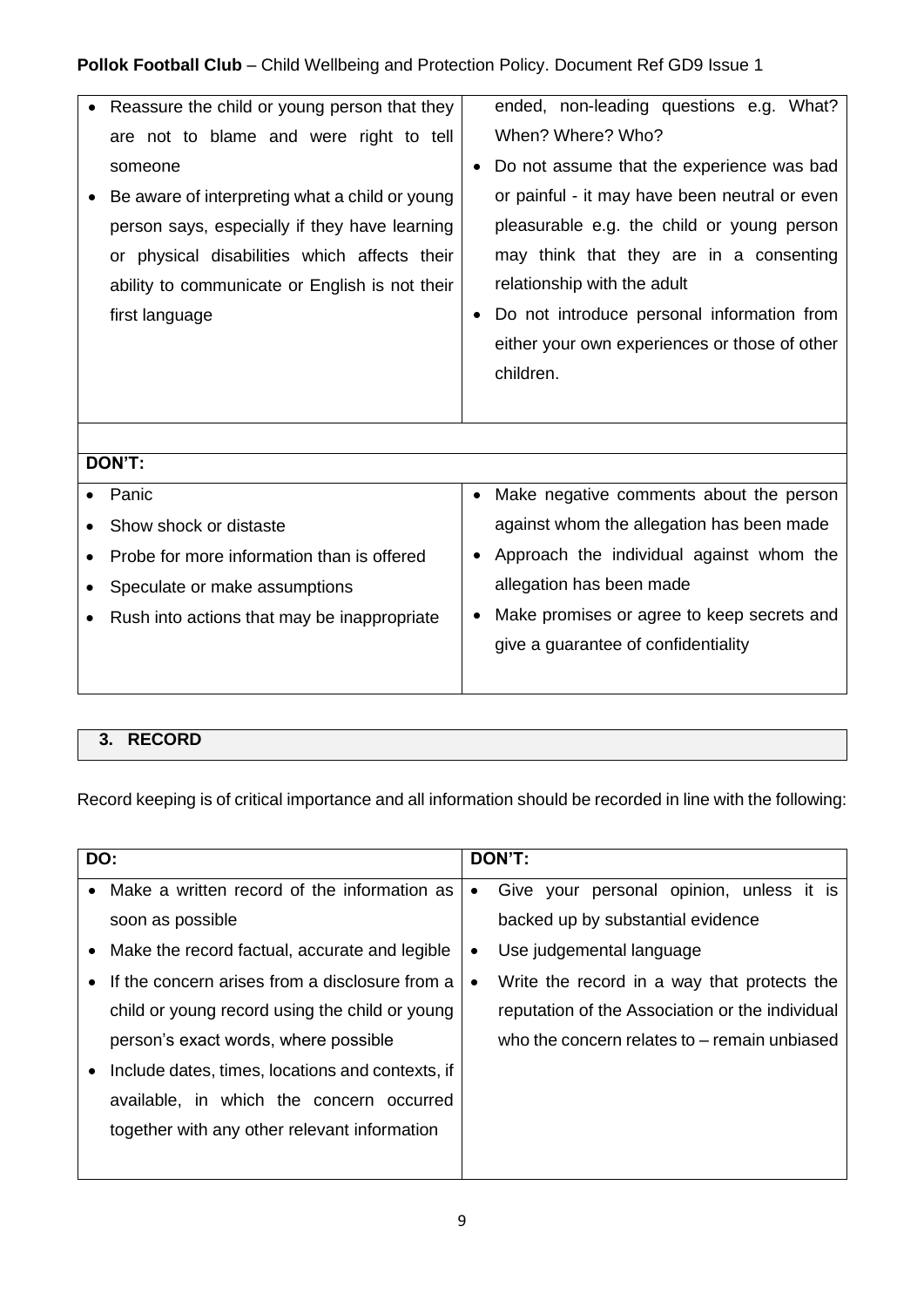| | |
|---|---|
| • Reassure the child or young person that they are not to blame and were right to tell someone<br>• Be aware of interpreting what a child or young person says, especially if they have learning or physical disabilities which affects their ability to communicate or English is not their first language | ended, non-leading questions e.g. What? When? Where? Who?<br>• Do not assume that the experience was bad or painful - it may have been neutral or even pleasurable e.g. the child or young person may think that they are in a consenting relationship with the adult<br>• Do not introduce personal information from either your own experiences or those of other children. |
| | |
| **DON'T:** | |
| • Panic<br>• Show shock or distaste<br>• Probe for more information than is offered<br>• Speculate or make assumptions<br>• Rush into actions that may be inappropriate | • Make negative comments about the person against whom the allegation has been made<br>• Approach the individual against whom the allegation has been made<br>• Make promises or agree to keep secrets and give a guarantee of confidentiality |

## 3. RECORD

Record keeping is of critical importance and all information should be recorded in line with the following:

| DO: | DON'T: |
|---|---|
| • Make a written record of the information as soon as possible<br>• Make the record factual, accurate and legible<br>• If the concern arises from a disclosure from a child or young record using the child or young person's exact words, where possible<br>• Include dates, times, locations and contexts, if available, in which the concern occurred together with any other relevant information | • Give your personal opinion, unless it is backed up by substantial evidence<br>• Use judgemental language<br>• Write the record in a way that protects the reputation of the Association or the individual who the concern relates to – remain unbiased |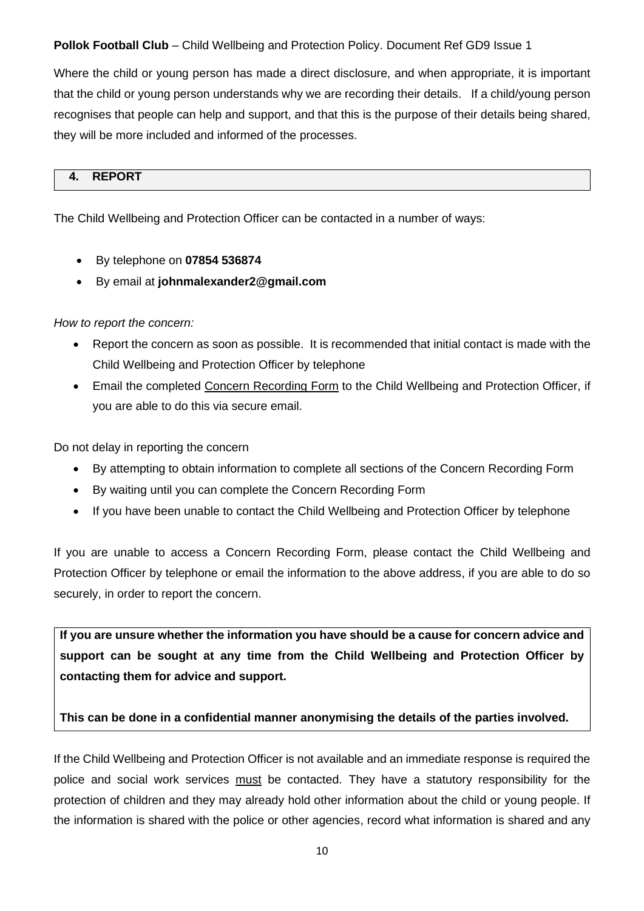Where the child or young person has made a direct disclosure, and when appropriate, it is important that the child or young person understands why we are recording their details. If a child/young person recognises that people can help and support, and that this is the purpose of their details being shared, they will be more included and informed of the processes.

## 4. REPORT

The Child Wellbeing and Protection Officer can be contacted in a number of ways:

- By telephone on **07854 536874**
- By email at **johnmalexander2@gmail.com**

*How to report the concern:*

- Report the concern as soon as possible. It is recommended that initial contact is made with the Child Wellbeing and Protection Officer by telephone
- Email the completed Concern Recording Form to the Child Wellbeing and Protection Officer, if you are able to do this via secure email.

Do not delay in reporting the concern

- By attempting to obtain information to complete all sections of the Concern Recording Form
- By waiting until you can complete the Concern Recording Form
- If you have been unable to contact the Child Wellbeing and Protection Officer by telephone

If you are unable to access a Concern Recording Form, please contact the Child Wellbeing and Protection Officer by telephone or email the information to the above address, if you are able to do so securely, in order to report the concern.

**If you are unsure whether the information you have should be a cause for concern advice and support can be sought at any time from the Child Wellbeing and Protection Officer by contacting them for advice and support.**

**This can be done in a confidential manner anonymising the details of the parties involved.**

If the Child Wellbeing and Protection Officer is not available and an immediate response is required the police and social work services must be contacted. They have a statutory responsibility for the protection of children and they may already hold other information about the child or young people. If the information is shared with the police or other agencies, record what information is shared and any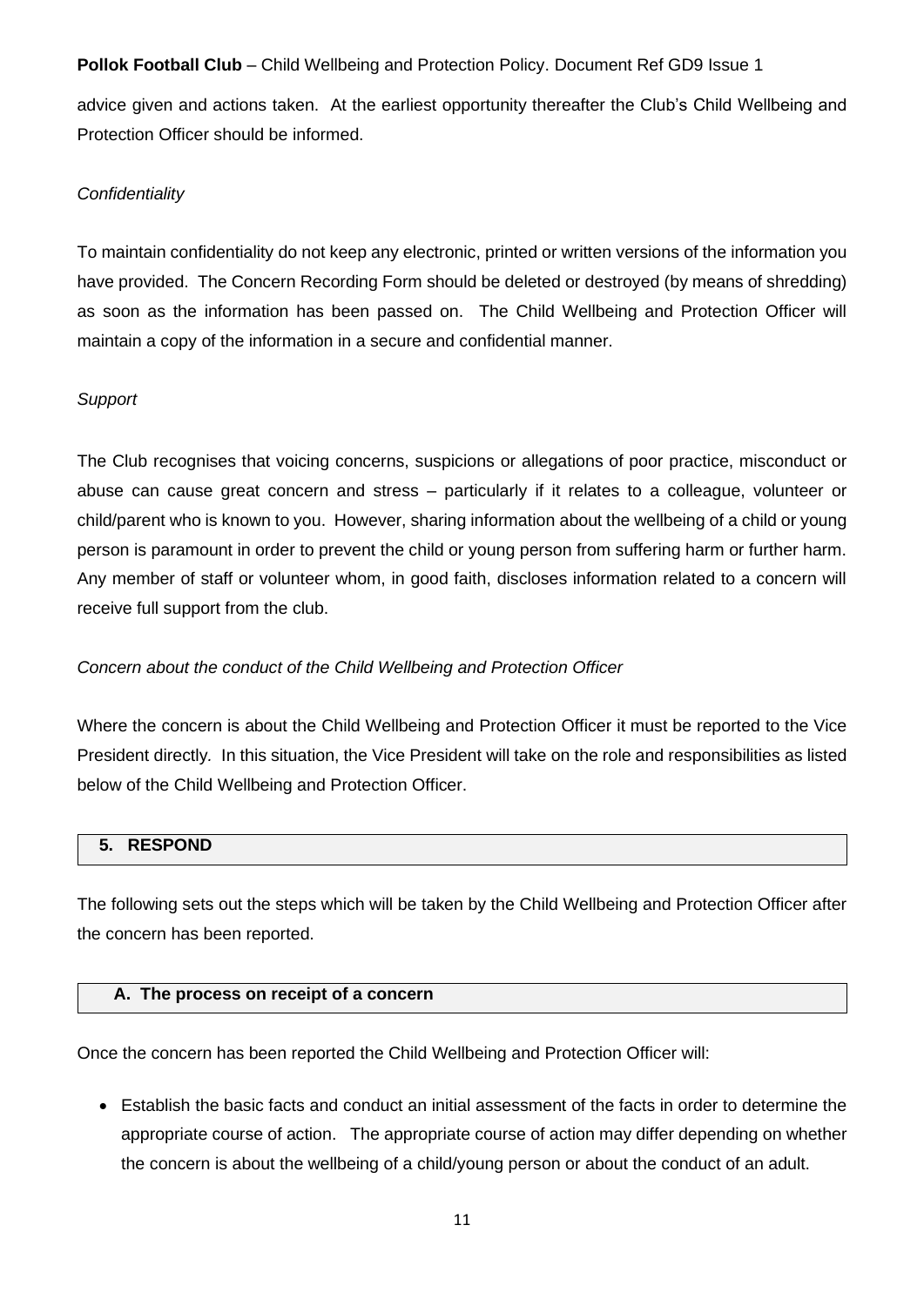advice given and actions taken. At the earliest opportunity thereafter the Club's Child Wellbeing and Protection Officer should be informed.

*Confidentiality*

To maintain confidentiality do not keep any electronic, printed or written versions of the information you have provided. The Concern Recording Form should be deleted or destroyed (by means of shredding) as soon as the information has been passed on. The Child Wellbeing and Protection Officer will maintain a copy of the information in a secure and confidential manner.

*Support*

The Club recognises that voicing concerns, suspicions or allegations of poor practice, misconduct or abuse can cause great concern and stress – particularly if it relates to a colleague, volunteer or child/parent who is known to you. However, sharing information about the wellbeing of a child or young person is paramount in order to prevent the child or young person from suffering harm or further harm. Any member of staff or volunteer whom, in good faith, discloses information related to a concern will receive full support from the club.

*Concern about the conduct of the Child Wellbeing and Protection Officer*

Where the concern is about the Child Wellbeing and Protection Officer it must be reported to the Vice President directly. In this situation, the Vice President will take on the role and responsibilities as listed below of the Child Wellbeing and Protection Officer.

## 5. RESPOND

The following sets out the steps which will be taken by the Child Wellbeing and Protection Officer after the concern has been reported.

### A. The process on receipt of a concern

Once the concern has been reported the Child Wellbeing and Protection Officer will:

- Establish the basic facts and conduct an initial assessment of the facts in order to determine the appropriate course of action. The appropriate course of action may differ depending on whether the concern is about the wellbeing of a child/young person or about the conduct of an adult.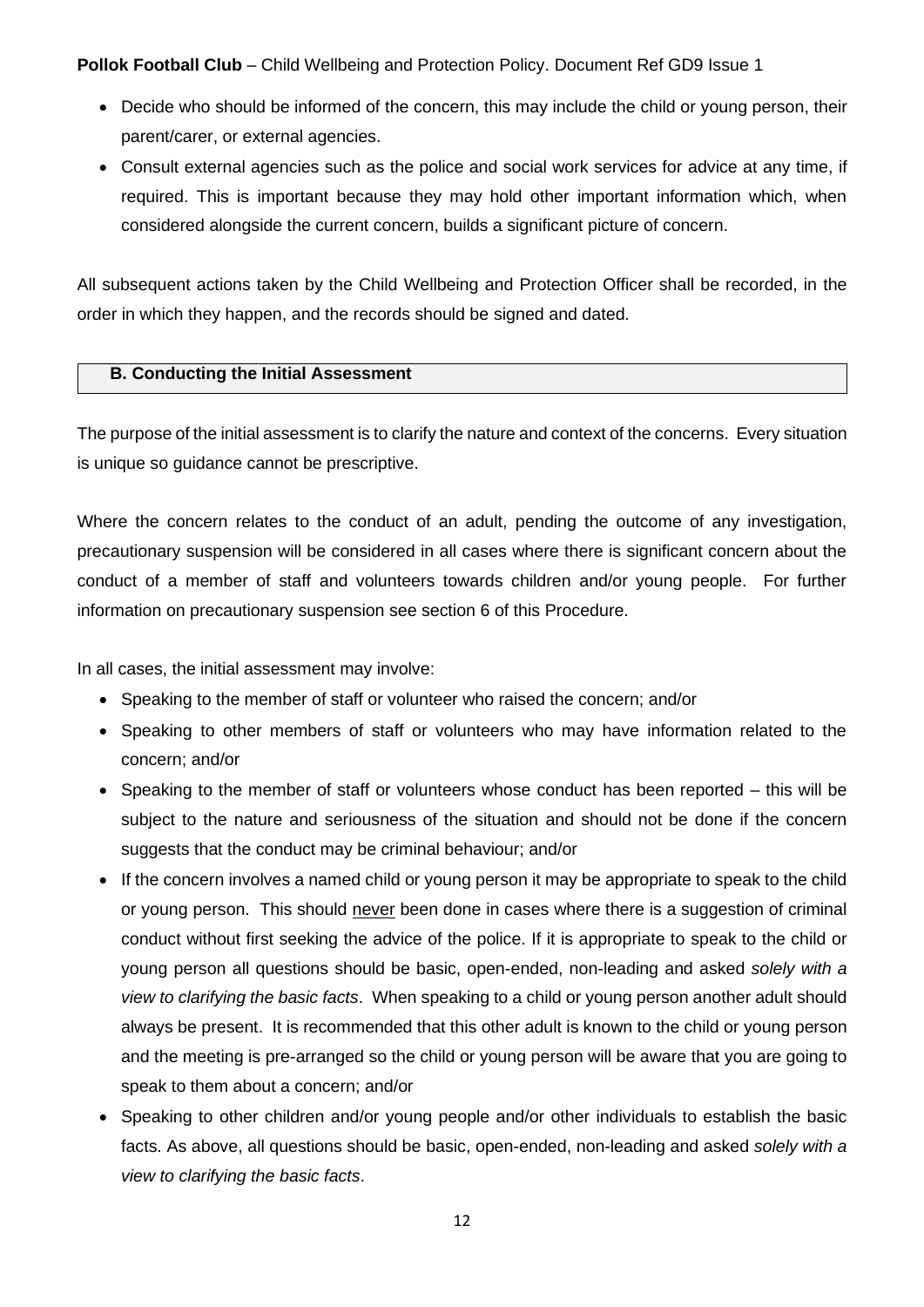- Decide who should be informed of the concern, this may include the child or young person, their parent/carer, or external agencies.
- Consult external agencies such as the police and social work services for advice at any time, if required. This is important because they may hold other important information which, when considered alongside the current concern, builds a significant picture of concern.

All subsequent actions taken by the Child Wellbeing and Protection Officer shall be recorded, in the order in which they happen, and the records should be signed and dated.

### B. Conducting the Initial Assessment

The purpose of the initial assessment is to clarify the nature and context of the concerns. Every situation is unique so guidance cannot be prescriptive.

Where the concern relates to the conduct of an adult, pending the outcome of any investigation, precautionary suspension will be considered in all cases where there is significant concern about the conduct of a member of staff and volunteers towards children and/or young people. For further information on precautionary suspension see section 6 of this Procedure.

In all cases, the initial assessment may involve:

- Speaking to the member of staff or volunteer who raised the concern; and/or
- Speaking to other members of staff or volunteers who may have information related to the concern; and/or
- Speaking to the member of staff or volunteers whose conduct has been reported – this will be subject to the nature and seriousness of the situation and should not be done if the concern suggests that the conduct may be criminal behaviour; and/or
- If the concern involves a named child or young person it may be appropriate to speak to the child or young person. This should <u>never</u> been done in cases where there is a suggestion of criminal conduct without first seeking the advice of the police. If it is appropriate to speak to the child or young person all questions should be basic, open-ended, non-leading and asked *solely with a view to clarifying the basic facts*. When speaking to a child or young person another adult should always be present. It is recommended that this other adult is known to the child or young person and the meeting is pre-arranged so the child or young person will be aware that you are going to speak to them about a concern; and/or
- Speaking to other children and/or young people and/or other individuals to establish the basic facts. As above, all questions should be basic, open-ended, non-leading and asked *solely with a view to clarifying the basic facts*.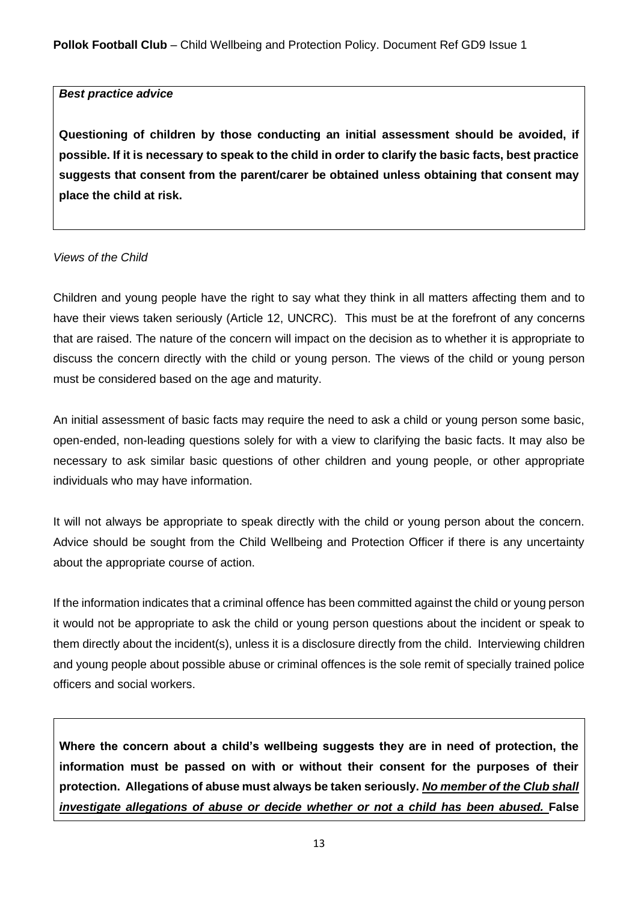***Best practice advice***

**Questioning of children by those conducting an initial assessment should be avoided, if possible. If it is necessary to speak to the child in order to clarify the basic facts, best practice suggests that consent from the parent/carer be obtained unless obtaining that consent may place the child at risk.**

*Views of the Child*

Children and young people have the right to say what they think in all matters affecting them and to have their views taken seriously (Article 12, UNCRC). This must be at the forefront of any concerns that are raised. The nature of the concern will impact on the decision as to whether it is appropriate to discuss the concern directly with the child or young person. The views of the child or young person must be considered based on the age and maturity.

An initial assessment of basic facts may require the need to ask a child or young person some basic, open-ended, non-leading questions solely for with a view to clarifying the basic facts. It may also be necessary to ask similar basic questions of other children and young people, or other appropriate individuals who may have information.

It will not always be appropriate to speak directly with the child or young person about the concern. Advice should be sought from the Child Wellbeing and Protection Officer if there is any uncertainty about the appropriate course of action.

If the information indicates that a criminal offence has been committed against the child or young person it would not be appropriate to ask the child or young person questions about the incident or speak to them directly about the incident(s), unless it is a disclosure directly from the child. Interviewing children and young people about possible abuse or criminal offences is the sole remit of specially trained police officers and social workers.

**Where the concern about a child's wellbeing suggests they are in need of protection, the information must be passed on with or without their consent for the purposes of their protection. Allegations of abuse must always be taken seriously. *<u>No member of the Club shall investigate allegations of abuse or decide whether or not a child has been abused.</u>* False**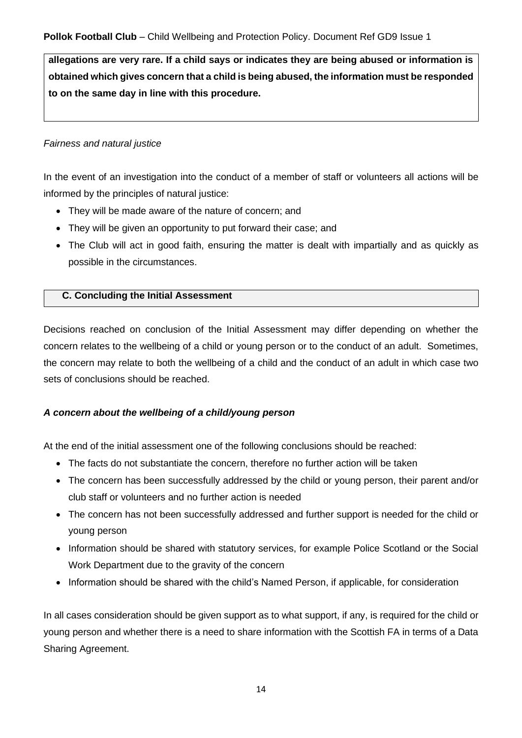**allegations are very rare. If a child says or indicates they are being abused or information is obtained which gives concern that a child is being abused, the information must be responded to on the same day in line with this procedure.**

*Fairness and natural justice*

In the event of an investigation into the conduct of a member of staff or volunteers all actions will be informed by the principles of natural justice:

- They will be made aware of the nature of concern; and
- They will be given an opportunity to put forward their case; and
- The Club will act in good faith, ensuring the matter is dealt with impartially and as quickly as possible in the circumstances.

### C. Concluding the Initial Assessment

Decisions reached on conclusion of the Initial Assessment may differ depending on whether the concern relates to the wellbeing of a child or young person or to the conduct of an adult. Sometimes, the concern may relate to both the wellbeing of a child and the conduct of an adult in which case two sets of conclusions should be reached.

***A concern about the wellbeing of a child/young person***

At the end of the initial assessment one of the following conclusions should be reached:

- The facts do not substantiate the concern, therefore no further action will be taken
- The concern has been successfully addressed by the child or young person, their parent and/or club staff or volunteers and no further action is needed
- The concern has not been successfully addressed and further support is needed for the child or young person
- Information should be shared with statutory services, for example Police Scotland or the Social Work Department due to the gravity of the concern
- Information should be shared with the child's Named Person, if applicable, for consideration

In all cases consideration should be given support as to what support, if any, is required for the child or young person and whether there is a need to share information with the Scottish FA in terms of a Data Sharing Agreement.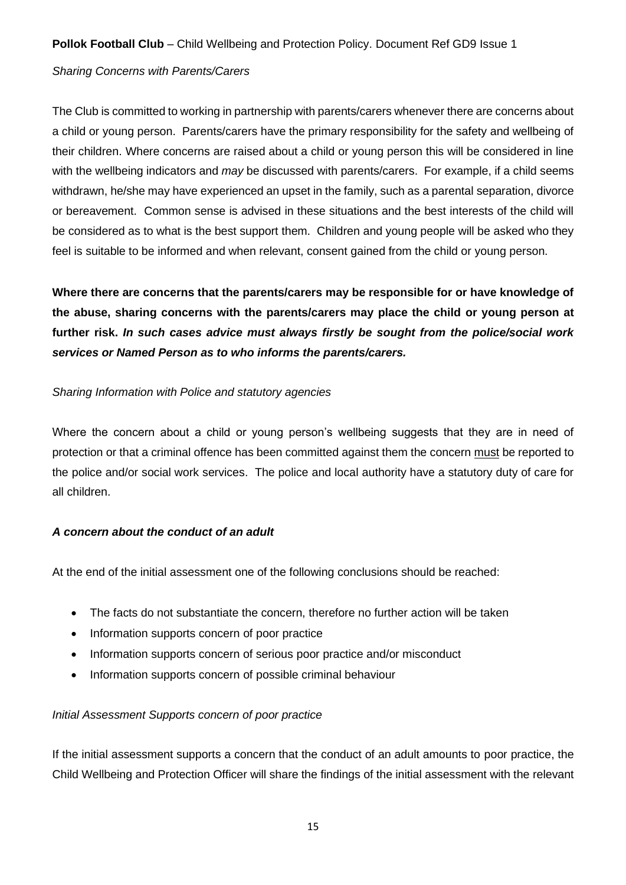*Sharing Concerns with Parents/Carers*

The Club is committed to working in partnership with parents/carers whenever there are concerns about a child or young person. Parents/carers have the primary responsibility for the safety and wellbeing of their children. Where concerns are raised about a child or young person this will be considered in line with the wellbeing indicators and *may* be discussed with parents/carers. For example, if a child seems withdrawn, he/she may have experienced an upset in the family, such as a parental separation, divorce or bereavement. Common sense is advised in these situations and the best interests of the child will be considered as to what is the best support them. Children and young people will be asked who they feel is suitable to be informed and when relevant, consent gained from the child or young person.

**Where there are concerns that the parents/carers may be responsible for or have knowledge of the abuse, sharing concerns with the parents/carers may place the child or young person at further risk. *In such cases advice must always firstly be sought from the police/social work services or Named Person as to who informs the parents/carers.***

*Sharing Information with Police and statutory agencies*

Where the concern about a child or young person's wellbeing suggests that they are in need of protection or that a criminal offence has been committed against them the concern must be reported to the police and/or social work services. The police and local authority have a statutory duty of care for all children.

***A concern about the conduct of an adult***

At the end of the initial assessment one of the following conclusions should be reached:

- The facts do not substantiate the concern, therefore no further action will be taken
- Information supports concern of poor practice
- Information supports concern of serious poor practice and/or misconduct
- Information supports concern of possible criminal behaviour

*Initial Assessment Supports concern of poor practice*

If the initial assessment supports a concern that the conduct of an adult amounts to poor practice, the Child Wellbeing and Protection Officer will share the findings of the initial assessment with the relevant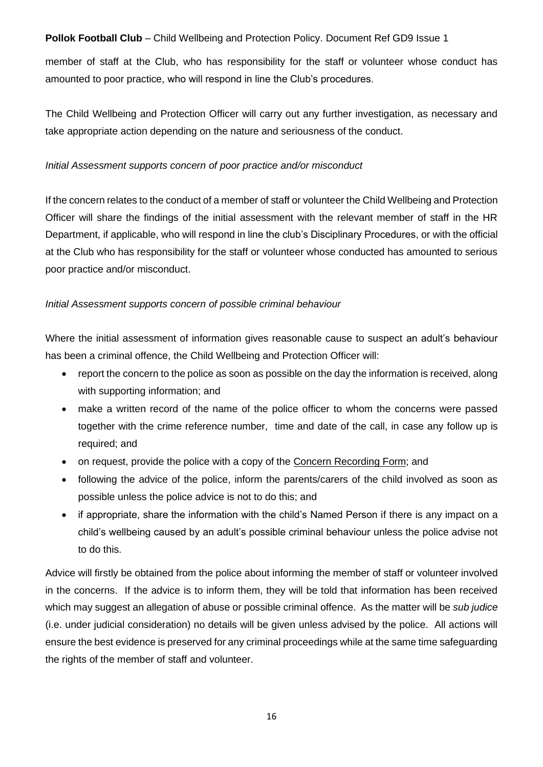member of staff at the Club, who has responsibility for the staff or volunteer whose conduct has amounted to poor practice, who will respond in line the Club's procedures.

The Child Wellbeing and Protection Officer will carry out any further investigation, as necessary and take appropriate action depending on the nature and seriousness of the conduct.

*Initial Assessment supports concern of poor practice and/or misconduct*

If the concern relates to the conduct of a member of staff or volunteer the Child Wellbeing and Protection Officer will share the findings of the initial assessment with the relevant member of staff in the HR Department, if applicable, who will respond in line the club's Disciplinary Procedures, or with the official at the Club who has responsibility for the staff or volunteer whose conducted has amounted to serious poor practice and/or misconduct.

*Initial Assessment supports concern of possible criminal behaviour*

Where the initial assessment of information gives reasonable cause to suspect an adult's behaviour has been a criminal offence, the Child Wellbeing and Protection Officer will:

- report the concern to the police as soon as possible on the day the information is received, along with supporting information; and
- make a written record of the name of the police officer to whom the concerns were passed together with the crime reference number, time and date of the call, in case any follow up is required; and
- on request, provide the police with a copy of the Concern Recording Form; and
- following the advice of the police, inform the parents/carers of the child involved as soon as possible unless the police advice is not to do this; and
- if appropriate, share the information with the child's Named Person if there is any impact on a child's wellbeing caused by an adult's possible criminal behaviour unless the police advise not to do this.

Advice will firstly be obtained from the police about informing the member of staff or volunteer involved in the concerns. If the advice is to inform them, they will be told that information has been received which may suggest an allegation of abuse or possible criminal offence. As the matter will be *sub judice* (i.e. under judicial consideration) no details will be given unless advised by the police. All actions will ensure the best evidence is preserved for any criminal proceedings while at the same time safeguarding the rights of the member of staff and volunteer.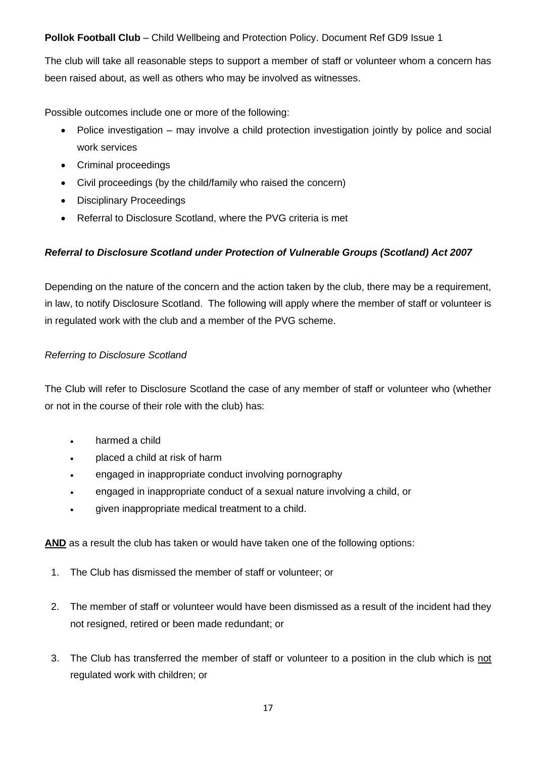The club will take all reasonable steps to support a member of staff or volunteer whom a concern has been raised about, as well as others who may be involved as witnesses.

Possible outcomes include one or more of the following:

- Police investigation – may involve a child protection investigation jointly by police and social work services
- Criminal proceedings
- Civil proceedings (by the child/family who raised the concern)
- Disciplinary Proceedings
- Referral to Disclosure Scotland, where the PVG criteria is met

***Referral to Disclosure Scotland under Protection of Vulnerable Groups (Scotland) Act 2007***

Depending on the nature of the concern and the action taken by the club, there may be a requirement, in law, to notify Disclosure Scotland. The following will apply where the member of staff or volunteer is in regulated work with the club and a member of the PVG scheme.

*Referring to Disclosure Scotland*

The Club will refer to Disclosure Scotland the case of any member of staff or volunteer who (whether or not in the course of their role with the club) has:

- harmed a child
- placed a child at risk of harm
- engaged in inappropriate conduct involving pornography
- engaged in inappropriate conduct of a sexual nature involving a child, or
- given inappropriate medical treatment to a child.

**AND** as a result the club has taken or would have taken one of the following options:

1. The Club has dismissed the member of staff or volunteer; or
2. The member of staff or volunteer would have been dismissed as a result of the incident had they not resigned, retired or been made redundant; or
3. The Club has transferred the member of staff or volunteer to a position in the club which is not regulated work with children; or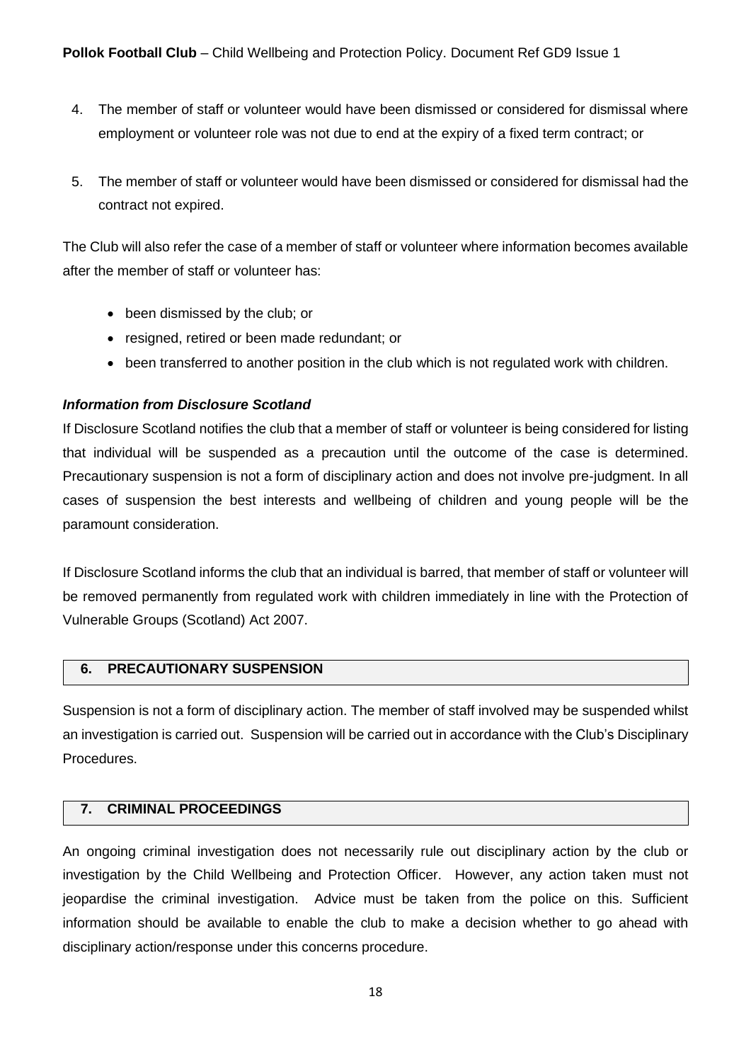4. The member of staff or volunteer would have been dismissed or considered for dismissal where employment or volunteer role was not due to end at the expiry of a fixed term contract; or

5. The member of staff or volunteer would have been dismissed or considered for dismissal had the contract not expired.

The Club will also refer the case of a member of staff or volunteer where information becomes available after the member of staff or volunteer has:

- been dismissed by the club; or
- resigned, retired or been made redundant; or
- been transferred to another position in the club which is not regulated work with children.

***Information from Disclosure Scotland***

If Disclosure Scotland notifies the club that a member of staff or volunteer is being considered for listing that individual will be suspended as a precaution until the outcome of the case is determined. Precautionary suspension is not a form of disciplinary action and does not involve pre-judgment. In all cases of suspension the best interests and wellbeing of children and young people will be the paramount consideration.

If Disclosure Scotland informs the club that an individual is barred, that member of staff or volunteer will be removed permanently from regulated work with children immediately in line with the Protection of Vulnerable Groups (Scotland) Act 2007.

## 6. PRECAUTIONARY SUSPENSION

Suspension is not a form of disciplinary action. The member of staff involved may be suspended whilst an investigation is carried out. Suspension will be carried out in accordance with the Club's Disciplinary Procedures.

## 7. CRIMINAL PROCEEDINGS

An ongoing criminal investigation does not necessarily rule out disciplinary action by the club or investigation by the Child Wellbeing and Protection Officer. However, any action taken must not jeopardise the criminal investigation. Advice must be taken from the police on this. Sufficient information should be available to enable the club to make a decision whether to go ahead with disciplinary action/response under this concerns procedure.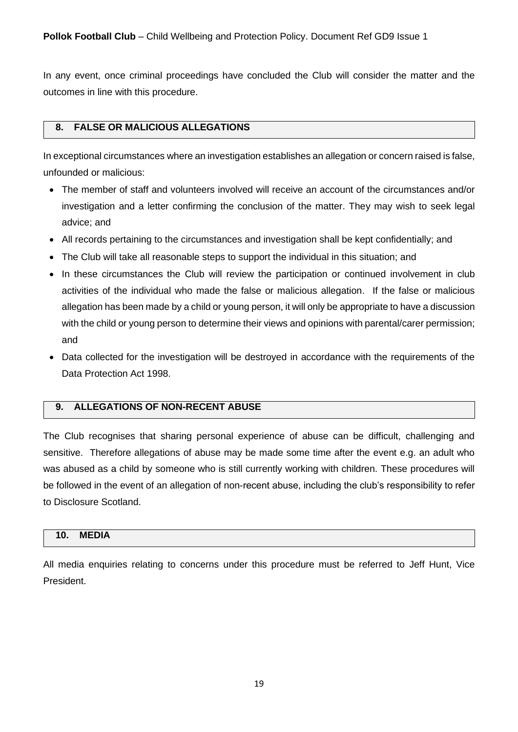In any event, once criminal proceedings have concluded the Club will consider the matter and the outcomes in line with this procedure.

## 8. FALSE OR MALICIOUS ALLEGATIONS

In exceptional circumstances where an investigation establishes an allegation or concern raised is false, unfounded or malicious:

- The member of staff and volunteers involved will receive an account of the circumstances and/or investigation and a letter confirming the conclusion of the matter. They may wish to seek legal advice; and
- All records pertaining to the circumstances and investigation shall be kept confidentially; and
- The Club will take all reasonable steps to support the individual in this situation; and
- In these circumstances the Club will review the participation or continued involvement in club activities of the individual who made the false or malicious allegation. If the false or malicious allegation has been made by a child or young person, it will only be appropriate to have a discussion with the child or young person to determine their views and opinions with parental/carer permission; and
- Data collected for the investigation will be destroyed in accordance with the requirements of the Data Protection Act 1998.

## 9. ALLEGATIONS OF NON-RECENT ABUSE

The Club recognises that sharing personal experience of abuse can be difficult, challenging and sensitive. Therefore allegations of abuse may be made some time after the event e.g. an adult who was abused as a child by someone who is still currently working with children. These procedures will be followed in the event of an allegation of non-recent abuse, including the club's responsibility to refer to Disclosure Scotland.

## 10. MEDIA

All media enquiries relating to concerns under this procedure must be referred to Jeff Hunt, Vice President.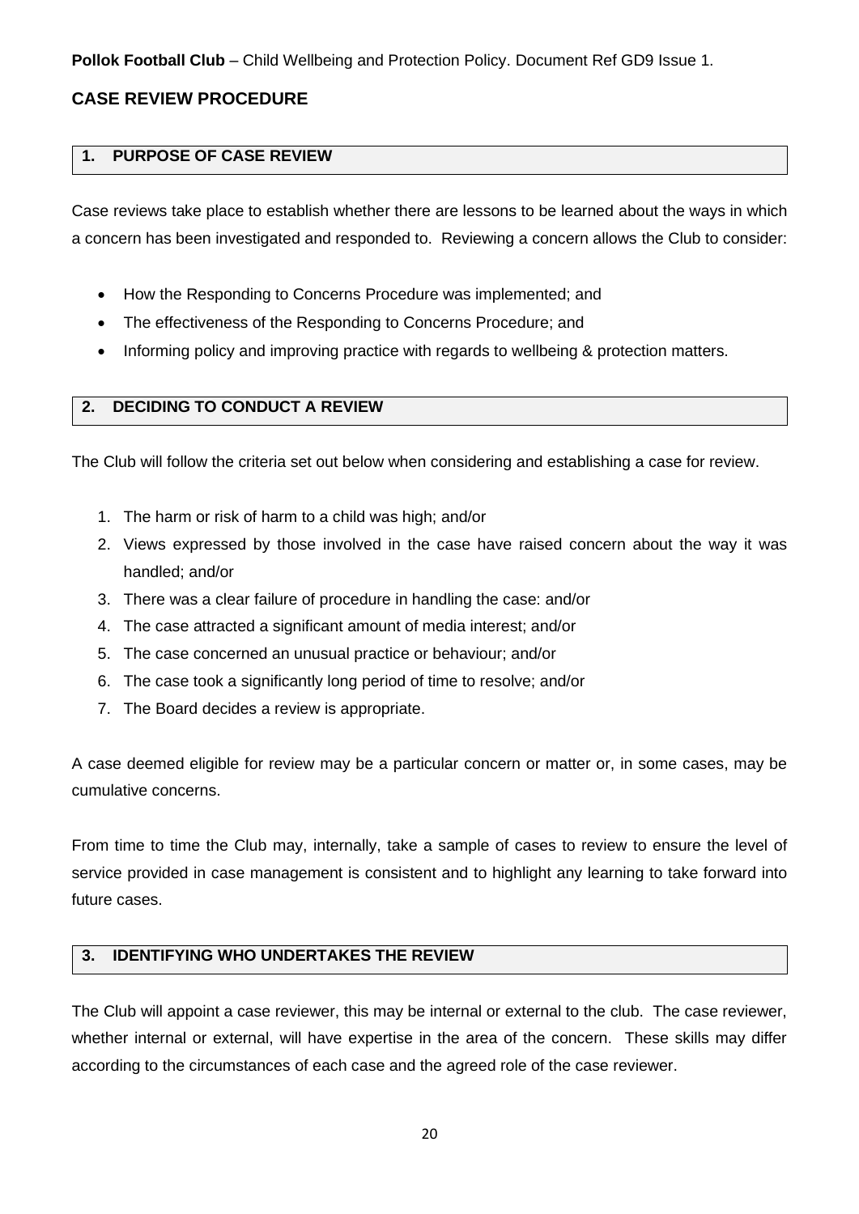**Pollok Football Club** – Child Wellbeing and Protection Policy. Document Ref GD9 Issue 1.

## CASE REVIEW PROCEDURE

### 1. PURPOSE OF CASE REVIEW

Case reviews take place to establish whether there are lessons to be learned about the ways in which a concern has been investigated and responded to. Reviewing a concern allows the Club to consider:

- How the Responding to Concerns Procedure was implemented; and
- The effectiveness of the Responding to Concerns Procedure; and
- Informing policy and improving practice with regards to wellbeing & protection matters.

### 2. DECIDING TO CONDUCT A REVIEW

The Club will follow the criteria set out below when considering and establishing a case for review.

1. The harm or risk of harm to a child was high; and/or
2. Views expressed by those involved in the case have raised concern about the way it was handled; and/or
3. There was a clear failure of procedure in handling the case: and/or
4. The case attracted a significant amount of media interest; and/or
5. The case concerned an unusual practice or behaviour; and/or
6. The case took a significantly long period of time to resolve; and/or
7. The Board decides a review is appropriate.

A case deemed eligible for review may be a particular concern or matter or, in some cases, may be cumulative concerns.

From time to time the Club may, internally, take a sample of cases to review to ensure the level of service provided in case management is consistent and to highlight any learning to take forward into future cases.

### 3. IDENTIFYING WHO UNDERTAKES THE REVIEW

The Club will appoint a case reviewer, this may be internal or external to the club. The case reviewer, whether internal or external, will have expertise in the area of the concern. These skills may differ according to the circumstances of each case and the agreed role of the case reviewer.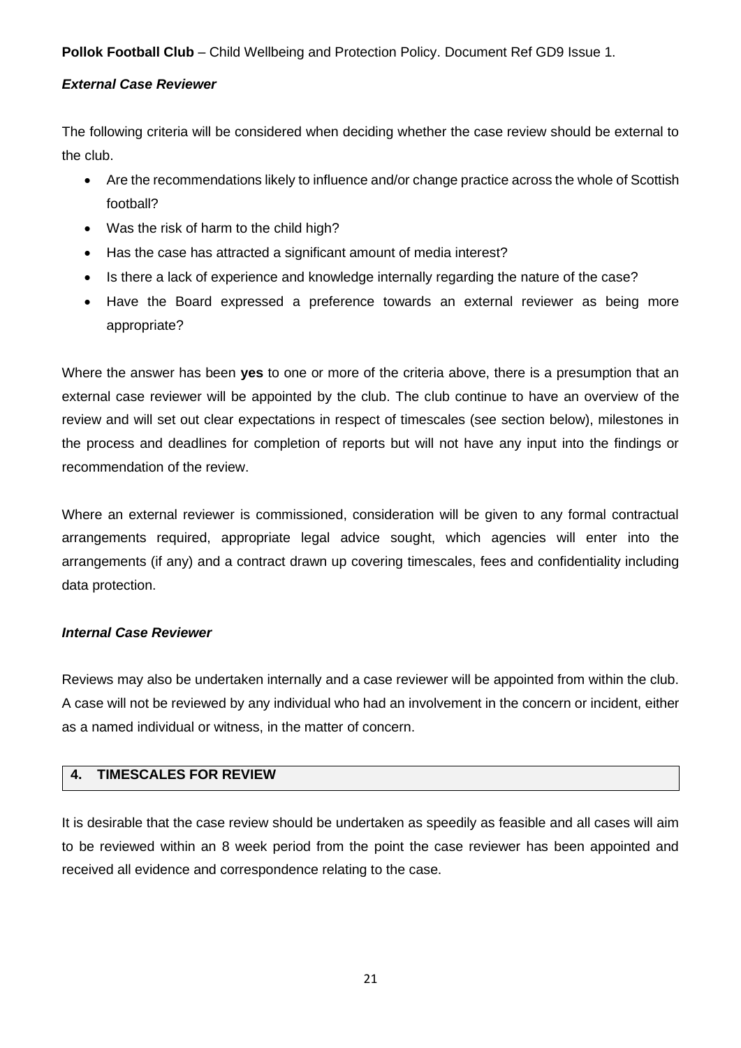### *External Case Reviewer*

The following criteria will be considered when deciding whether the case review should be external to the club.

- Are the recommendations likely to influence and/or change practice across the whole of Scottish football?
- Was the risk of harm to the child high?
- Has the case has attracted a significant amount of media interest?
- Is there a lack of experience and knowledge internally regarding the nature of the case?
- Have the Board expressed a preference towards an external reviewer as being more appropriate?

Where the answer has been **yes** to one or more of the criteria above, there is a presumption that an external case reviewer will be appointed by the club. The club continue to have an overview of the review and will set out clear expectations in respect of timescales (see section below), milestones in the process and deadlines for completion of reports but will not have any input into the findings or recommendation of the review.

Where an external reviewer is commissioned, consideration will be given to any formal contractual arrangements required, appropriate legal advice sought, which agencies will enter into the arrangements (if any) and a contract drawn up covering timescales, fees and confidentiality including data protection.

### *Internal Case Reviewer*

Reviews may also be undertaken internally and a case reviewer will be appointed from within the club. A case will not be reviewed by any individual who had an involvement in the concern or incident, either as a named individual or witness, in the matter of concern.

## 4. TIMESCALES FOR REVIEW

It is desirable that the case review should be undertaken as speedily as feasible and all cases will aim to be reviewed within an 8 week period from the point the case reviewer has been appointed and received all evidence and correspondence relating to the case.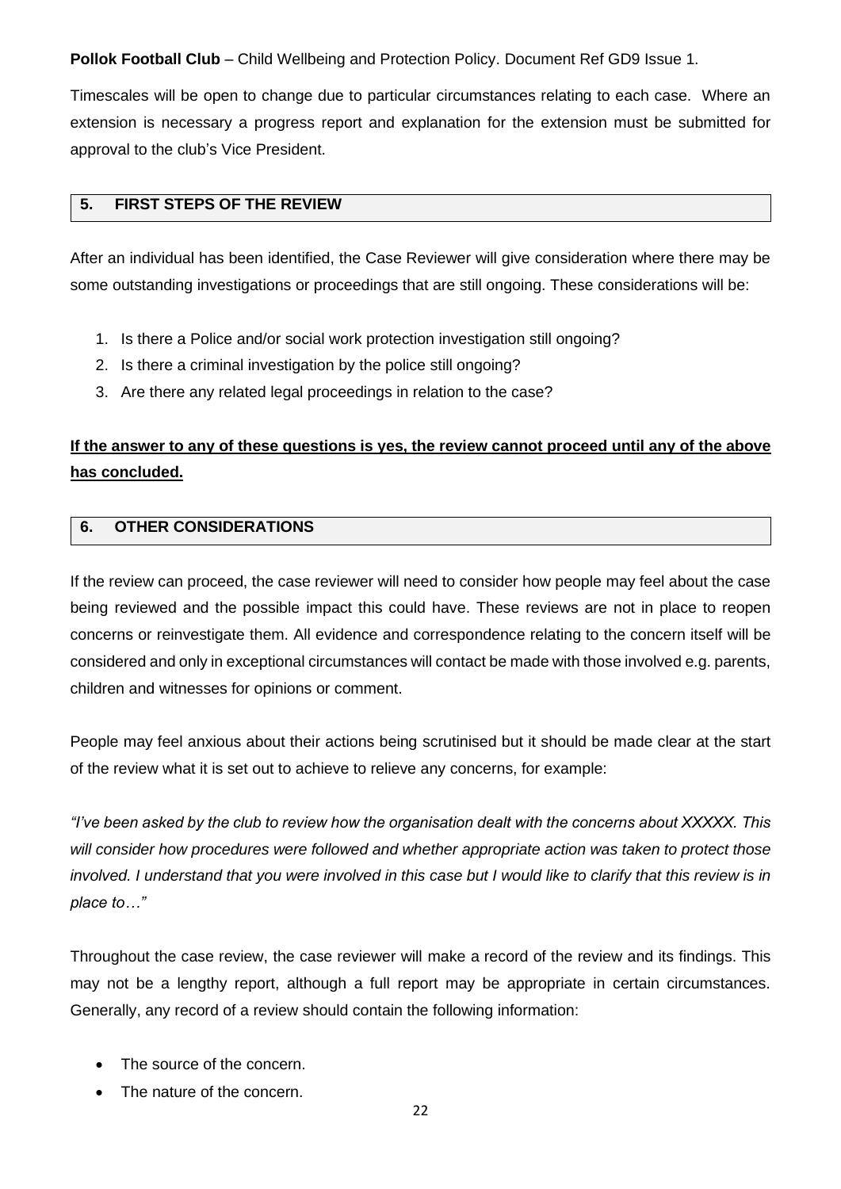Timescales will be open to change due to particular circumstances relating to each case. Where an extension is necessary a progress report and explanation for the extension must be submitted for approval to the club's Vice President.

## 5. FIRST STEPS OF THE REVIEW

After an individual has been identified, the Case Reviewer will give consideration where there may be some outstanding investigations or proceedings that are still ongoing. These considerations will be:

1. Is there a Police and/or social work protection investigation still ongoing?
2. Is there a criminal investigation by the police still ongoing?
3. Are there any related legal proceedings in relation to the case?

**<u>If the answer to any of these questions is yes, the review cannot proceed until any of the above has concluded.</u>**

## 6. OTHER CONSIDERATIONS

If the review can proceed, the case reviewer will need to consider how people may feel about the case being reviewed and the possible impact this could have. These reviews are not in place to reopen concerns or reinvestigate them. All evidence and correspondence relating to the concern itself will be considered and only in exceptional circumstances will contact be made with those involved e.g. parents, children and witnesses for opinions or comment.

People may feel anxious about their actions being scrutinised but it should be made clear at the start of the review what it is set out to achieve to relieve any concerns, for example:

*"I've been asked by the club to review how the organisation dealt with the concerns about XXXXX. This will consider how procedures were followed and whether appropriate action was taken to protect those involved. I understand that you were involved in this case but I would like to clarify that this review is in place to…"*

Throughout the case review, the case reviewer will make a record of the review and its findings. This may not be a lengthy report, although a full report may be appropriate in certain circumstances. Generally, any record of a review should contain the following information:

- The source of the concern.
- The nature of the concern.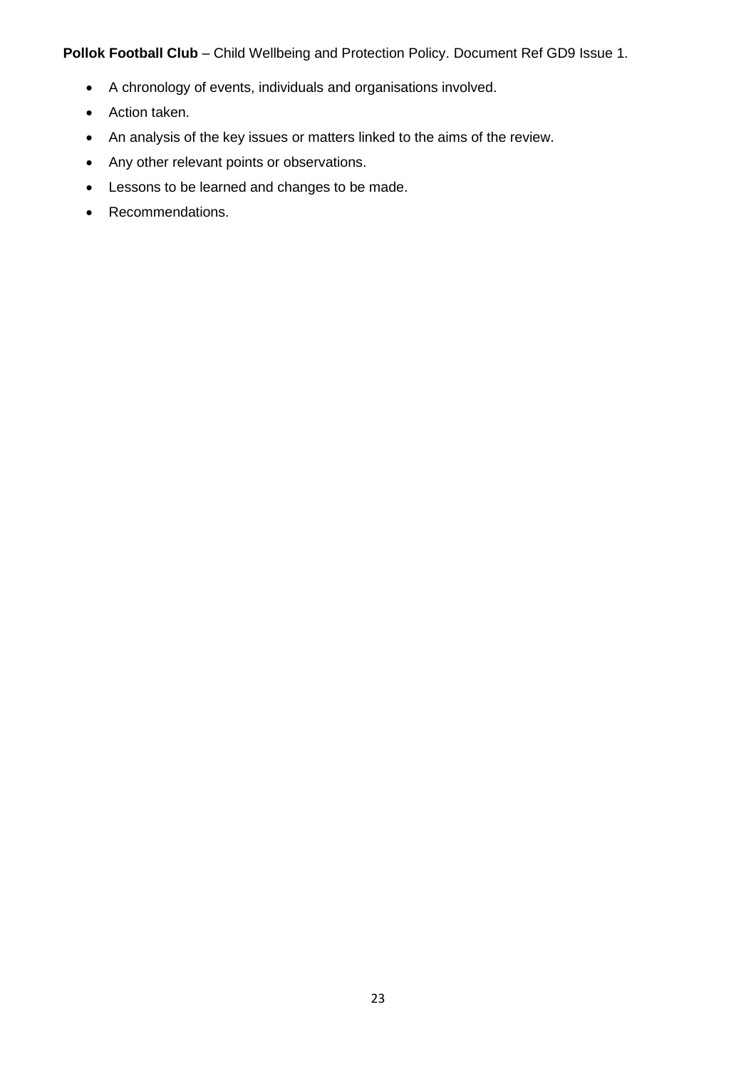- A chronology of events, individuals and organisations involved.
- Action taken.
- An analysis of the key issues or matters linked to the aims of the review.
- Any other relevant points or observations.
- Lessons to be learned and changes to be made.
- Recommendations.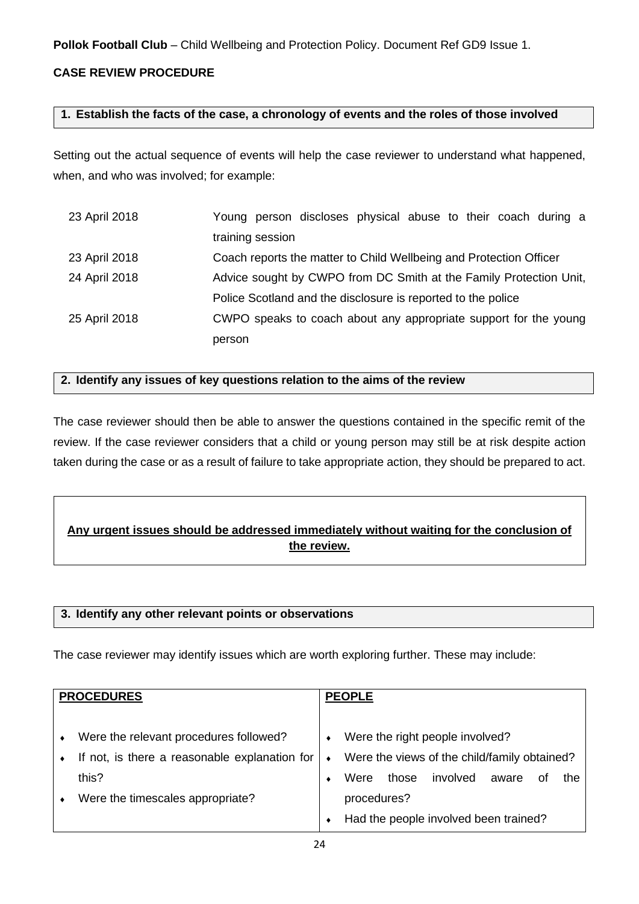**Pollok Football Club** – Child Wellbeing and Protection Policy. Document Ref GD9 Issue 1.

**CASE REVIEW PROCEDURE**

### 1. Establish the facts of the case, a chronology of events and the roles of those involved

Setting out the actual sequence of events will help the case reviewer to understand what happened, when, and who was involved; for example:

| | |
|---|---|
| 23 April 2018 | Young person discloses physical abuse to their coach during a training session |
| 23 April 2018 | Coach reports the matter to Child Wellbeing and Protection Officer |
| 24 April 2018 | Advice sought by CWPO from DC Smith at the Family Protection Unit, Police Scotland and the disclosure is reported to the police |
| 25 April 2018 | CWPO speaks to coach about any appropriate support for the young person |

### 2. Identify any issues of key questions relation to the aims of the review

The case reviewer should then be able to answer the questions contained in the specific remit of the review. If the case reviewer considers that a child or young person may still be at risk despite action taken during the case or as a result of failure to take appropriate action, they should be prepared to act.

**Any urgent issues should be addressed immediately without waiting for the conclusion of the review.**

### 3. Identify any other relevant points or observations

The case reviewer may identify issues which are worth exploring further. These may include:

| **PROCEDURES** | **PEOPLE** |
|---|---|
| • Were the relevant procedures followed?<br>• If not, is there a reasonable explanation for this?<br>• Were the timescales appropriate? | • Were the right people involved?<br>• Were the views of the child/family obtained?<br>• Were those involved aware of the procedures?<br>• Had the people involved been trained? |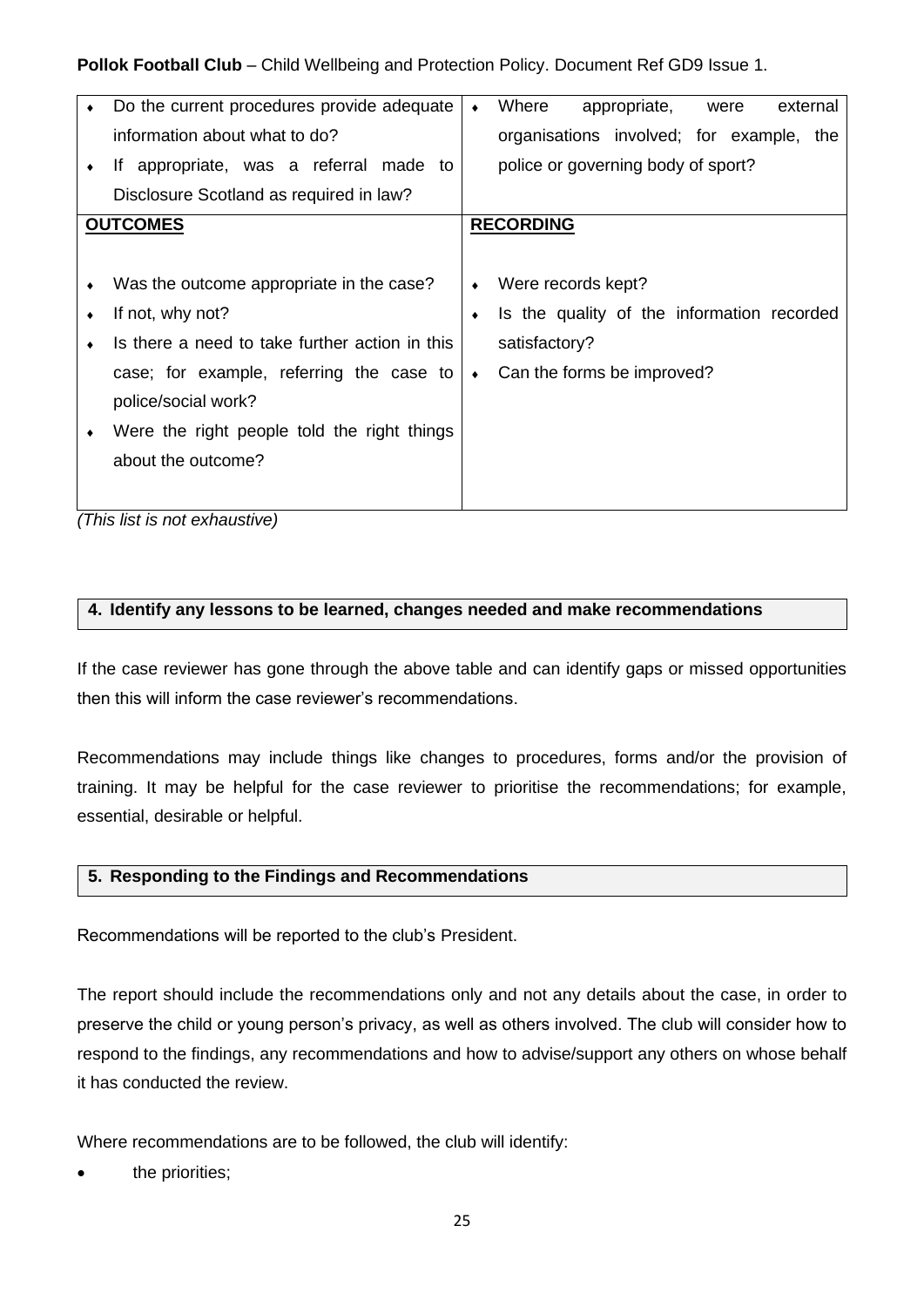| | |
|---|---|
| ♦ Do the current procedures provide adequate information about what to do?<br>♦ If appropriate, was a referral made to Disclosure Scotland as required in law? | ♦ Where appropriate, were external organisations involved; for example, the police or governing body of sport? |
| **<u>OUTCOMES</u>**<br><br>♦ Was the outcome appropriate in the case?<br>♦ If not, why not?<br>♦ Is there a need to take further action in this case; for example, referring the case to police/social work?<br>♦ Were the right people told the right things about the outcome? | **<u>RECORDING</u>**<br><br>♦ Were records kept?<br>♦ Is the quality of the information recorded satisfactory?<br>♦ Can the forms be improved? |

*(This list is not exhaustive)*

## 4. Identify any lessons to be learned, changes needed and make recommendations

If the case reviewer has gone through the above table and can identify gaps or missed opportunities then this will inform the case reviewer's recommendations.

Recommendations may include things like changes to procedures, forms and/or the provision of training. It may be helpful for the case reviewer to prioritise the recommendations; for example, essential, desirable or helpful.

## 5. Responding to the Findings and Recommendations

Recommendations will be reported to the club's President.

The report should include the recommendations only and not any details about the case, in order to preserve the child or young person's privacy, as well as others involved. The club will consider how to respond to the findings, any recommendations and how to advise/support any others on whose behalf it has conducted the review.

Where recommendations are to be followed, the club will identify:

- the priorities;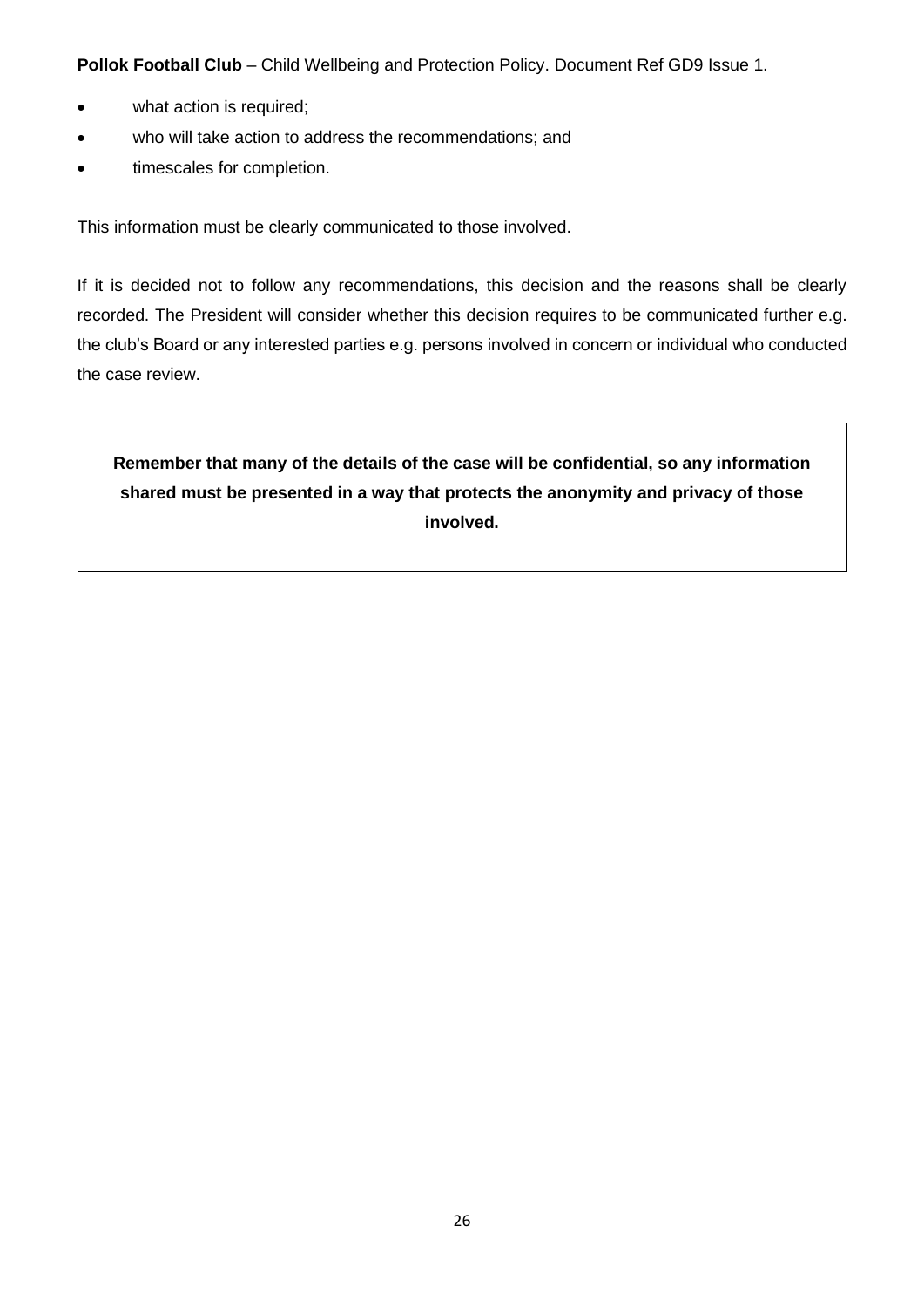- what action is required;
- who will take action to address the recommendations; and
- timescales for completion.

This information must be clearly communicated to those involved.

If it is decided not to follow any recommendations, this decision and the reasons shall be clearly recorded. The President will consider whether this decision requires to be communicated further e.g. the club's Board or any interested parties e.g. persons involved in concern or individual who conducted the case review.

**Remember that many of the details of the case will be confidential, so any information shared must be presented in a way that protects the anonymity and privacy of those involved.**